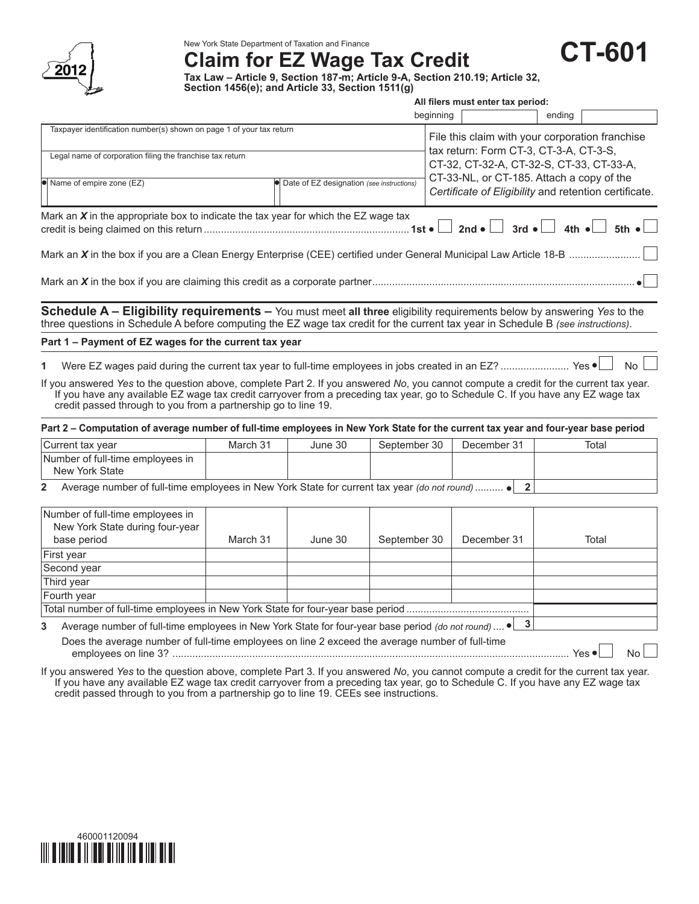New York State Department of Taxation and Finance

# Claim for EZ Wage Tax Credit

# CT-601

2012

**Tax Law – Article 9, Section 187-m; Article 9-A, Section 210.19; Article 32, Section 1456(e); and Article 33, Section 1511(g)**

**All filers must enter tax period:**

beginning ______ ending ______

| Taxpayer identification number(s) shown on page 1 of your tax return | | File this claim with your corporation franchise tax return: Form CT-3, CT-3-A, CT-3-S, CT-32, CT-32-A, CT-32-S, CT-33, CT-33-A, CT-33-NL, or CT-185. Attach a copy of the *Certificate of Eligibility* and retention certificate. |
|---|---|---|
| Legal name of corporation filing the franchise tax return | | |
| ● Name of empire zone (EZ) | ● Date of EZ designation *(see instructions)* | |

Mark an ***X*** in the appropriate box to indicate the tax year for which the EZ wage tax credit is being claimed on this return ........................................................................ 1st ● ☐ 2nd ● ☐ 3rd ● ☐ 4th ● ☐ 5th ● ☐

Mark an ***X*** in the box if you are a Clean Energy Enterprise (CEE) certified under General Municipal Law Article 18-B ......................... ☐

Mark an ***X*** in the box if you are claiming this credit as a corporate partner........................................................................................... ● ☐

## Schedule A – Eligibility requirements – 

You must meet **all three** eligibility requirements below by answering *Yes* to the three questions in Schedule A before computing the EZ wage tax credit for the current tax year in Schedule B *(see instructions)*.

### Part 1 – Payment of EZ wages for the current tax year

**1** Were EZ wages paid during the current tax year to full-time employees in jobs created in an EZ? ........................ Yes ● ☐ No ☐

If you answered *Yes* to the question above, complete Part 2. If you answered *No*, you cannot compute a credit for the current tax year. If you have any available EZ wage tax credit carryover from a preceding tax year, go to Schedule C. If you have any EZ wage tax credit passed through to you from a partnership go to line 19.

### Part 2 – Computation of average number of full-time employees in New York State for the current tax year and four-year base period

| Current tax year | March 31 | June 30 | September 30 | December 31 | Total |
|---|---|---|---|---|---|
| Number of full-time employees in New York State | | | | | |

**2** Average number of full-time employees in New York State for current tax year *(do not round)* .......... ● **2** ______

| Number of full-time employees in New York State during four-year base period | March 31 | June 30 | September 30 | December 31 | Total |
|---|---|---|---|---|---|
| First year | | | | | |
| Second year | | | | | |
| Third year | | | | | |
| Fourth year | | | | | |
| Total number of full-time employees in New York State for four-year base period .......................................... | | | | | |

**3** Average number of full-time employees in New York State for four-year base period *(do not round)* .... ● **3** ______

Does the average number of full-time employees on line 2 exceed the average number of full-time employees on line 3? ........................................................................................................................................... Yes ● ☐ No ☐

If you answered *Yes* to the question above, complete Part 3. If you answered *No*, you cannot compute a credit for the current tax year. If you have any available EZ wage tax credit carryover from a preceding tax year, go to Schedule C. If you have any EZ wage tax credit passed through to you from a partnership go to line 19. CEEs see instructions.

460001120094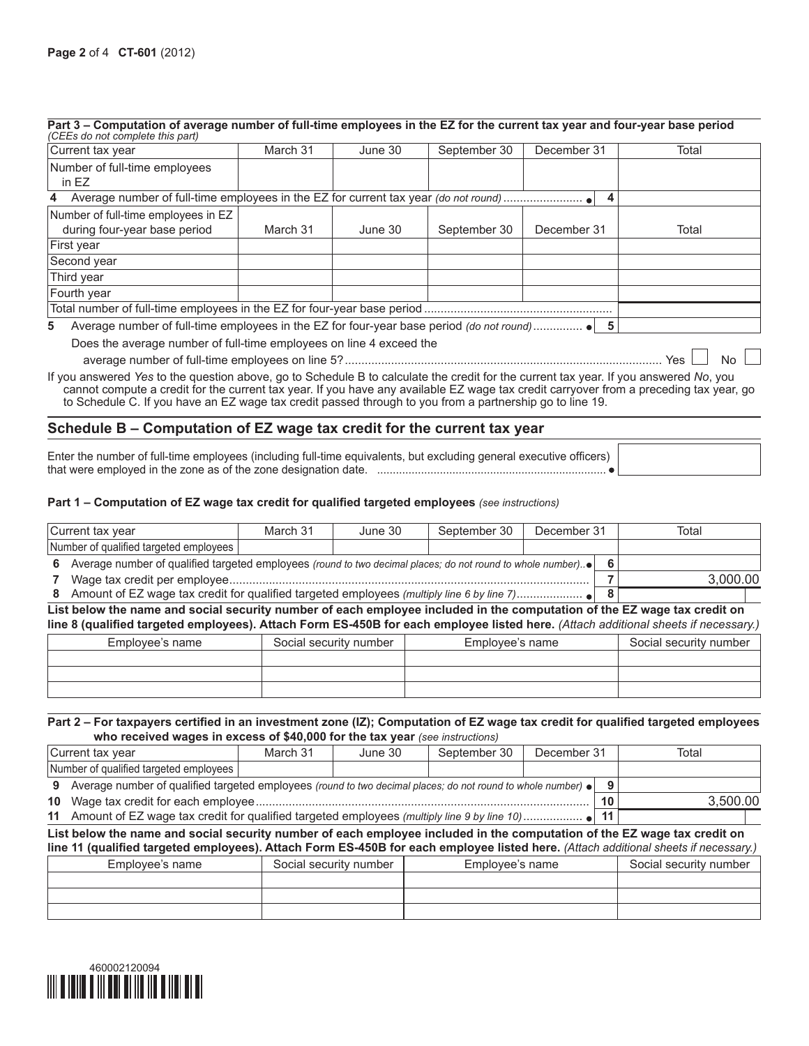**Part 3 – Computation of average number of full-time employees in the EZ for the current tax year and four-year base period**
*(CEEs do not complete this part)*

| Current tax year | March 31 | June 30 | September 30 | December 31 | Total |
|---|---|---|---|---|---|
| Number of full-time employees in EZ | | | | | |
| **4** Average number of full-time employees in the EZ for current tax year *(do not round)* ● **4** | | | | | |

| Number of full-time employees in EZ during four-year base period | March 31 | June 30 | September 30 | December 31 | Total |
|---|---|---|---|---|---|
| First year | | | | | |
| Second year | | | | | |
| Third year | | | | | |
| Fourth year | | | | | |
| Total number of full-time employees in the EZ for four-year base period | | | | | |
| **5** Average number of full-time employees in the EZ for four-year base period *(do not round)* ● **5** | | | | | |

Does the average number of full-time employees on line 4 exceed the average number of full-time employees on line 5? Yes ☐ No ☐

If you answered *Yes* to the question above, go to Schedule B to calculate the credit for the current tax year. If you answered *No*, you cannot compute a credit for the current tax year. If you have any available EZ wage tax credit carryover from a preceding tax year, go to Schedule C. If you have an EZ wage tax credit passed through to you from a partnership go to line 19.

## Schedule B – Computation of EZ wage tax credit for the current tax year

Enter the number of full-time employees (including full-time equivalents, but excluding general executive officers) that were employed in the zone as of the zone designation date. ● ____

**Part 1 – Computation of EZ wage tax credit for qualified targeted employees** *(see instructions)*

| Current tax year | March 31 | June 30 | September 30 | December 31 | Total |
|---|---|---|---|---|---|
| Number of qualified targeted employees | | | | | |
| **6** Average number of qualified targeted employees *(round to two decimal places; do not round to whole number)* ● **6** | | | | | |
| **7** Wage tax credit per employee **7** | | | | | 3,000.00 |
| **8** Amount of EZ wage tax credit for qualified targeted employees *(multiply line 6 by line 7)* ● **8** | | | | | |

**List below the name and social security number of each employee included in the computation of the EZ wage tax credit on line 8 (qualified targeted employees). Attach Form ES-450B for each employee listed here.** *(Attach additional sheets if necessary.)*

| Employee's name | Social security number | Employee's name | Social security number |
|---|---|---|---|
| | | | |
| | | | |
| | | | |

**Part 2 – For taxpayers certified in an investment zone (IZ); Computation of EZ wage tax credit for qualified targeted employees who received wages in excess of $40,000 for the tax year** *(see instructions)*

| Current tax year | March 31 | June 30 | September 30 | December 31 | Total |
|---|---|---|---|---|---|
| Number of qualified targeted employees | | | | | |
| **9** Average number of qualified targeted employees *(round to two decimal places; do not round to whole number)* ● **9** | | | | | |
| **10** Wage tax credit for each employee **10** | | | | | 3,500.00 |
| **11** Amount of EZ wage tax credit for qualified targeted employees *(multiply line 9 by line 10)* ● **11** | | | | | |

**List below the name and social security number of each employee included in the computation of the EZ wage tax credit on line 11 (qualified targeted employees). Attach Form ES-450B for each employee listed here.** *(Attach additional sheets if necessary.)*

| Employee's name | Social security number | Employee's name | Social security number |
|---|---|---|---|
| | | | |
| | | | |
| | | | |

460002120094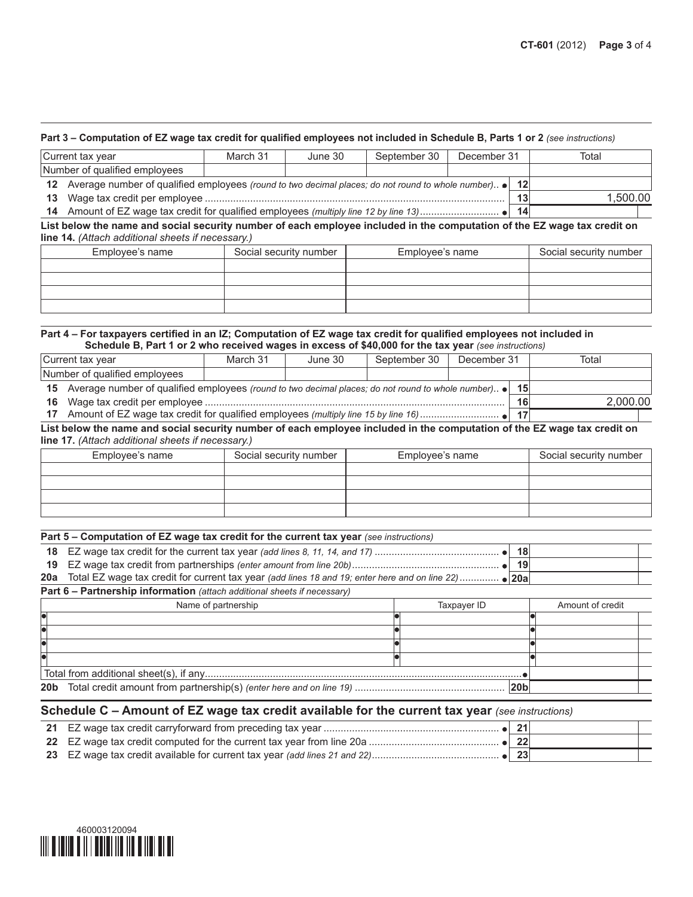### Part 3 – Computation of EZ wage tax credit for qualified employees not included in Schedule B, Parts 1 or 2 *(see instructions)*

| Current tax year | March 31 | June 30 | September 30 | December 31 | Total |
|---|---|---|---|---|---|
| Number of qualified employees | | | | | |

| | | | |
|---|---|---|---|
| **12** | Average number of qualified employees *(round to two decimal places; do not round to whole number)* | **12** | |
| **13** | Wage tax credit per employee | **13** | 1,500.00 |
| **14** | Amount of EZ wage tax credit for qualified employees *(multiply line 12 by line 13)* | **14** | |

**List below the name and social security number of each employee included in the computation of the EZ wage tax credit on line 14.** *(Attach additional sheets if necessary.)*

| Employee's name | Social security number | Employee's name | Social security number |
|---|---|---|---|
| | | | |
| | | | |
| | | | |
| | | | |

### Part 4 – For taxpayers certified in an IZ; Computation of EZ wage tax credit for qualified employees not included in Schedule B, Part 1 or 2 who received wages in excess of $40,000 for the tax year *(see instructions)*

| Current tax year | March 31 | June 30 | September 30 | December 31 | Total |
|---|---|---|---|---|---|
| Number of qualified employees | | | | | |

| | | | |
|---|---|---|---|
| **15** | Average number of qualified employees *(round to two decimal places; do not round to whole number)* | **15** | |
| **16** | Wage tax credit per employee | **16** | 2,000.00 |
| **17** | Amount of EZ wage tax credit for qualified employees *(multiply line 15 by line 16)* | **17** | |

**List below the name and social security number of each employee included in the computation of the EZ wage tax credit on line 17.** *(Attach additional sheets if necessary.)*

| Employee's name | Social security number | Employee's name | Social security number |
|---|---|---|---|
| | | | |
| | | | |
| | | | |
| | | | |

### Part 5 – Computation of EZ wage tax credit for the current tax year *(see instructions)*

| | | | |
|---|---|---|---|
| **18** | EZ wage tax credit for the current tax year *(add lines 8, 11, 14, and 17)* | **18** | |
| **19** | EZ wage tax credit from partnerships *(enter amount from line 20b)* | **19** | |
| **20a** | Total EZ wage tax credit for current tax year *(add lines 18 and 19; enter here and on line 22)* | **20a** | |

### Part 6 – Partnership information *(attach additional sheets if necessary)*

| Name of partnership | Taxpayer ID | Amount of credit |
|---|---|---|
| | | |
| | | |
| | | |
| | | |
| Total from additional sheet(s), if any | | |
| **20b** Total credit amount from partnership(s) *(enter here and on line 19)* | **20b** | |

## Schedule C – Amount of EZ wage tax credit available for the current tax year *(see instructions)*

| | | | |
|---|---|---|---|
| **21** | EZ wage tax credit carryforward from preceding tax year | **21** | |
| **22** | EZ wage tax credit computed for the current tax year from line 20a | **22** | |
| **23** | EZ wage tax credit available for current tax year *(add lines 21 and 22)* | **23** | |

460003120094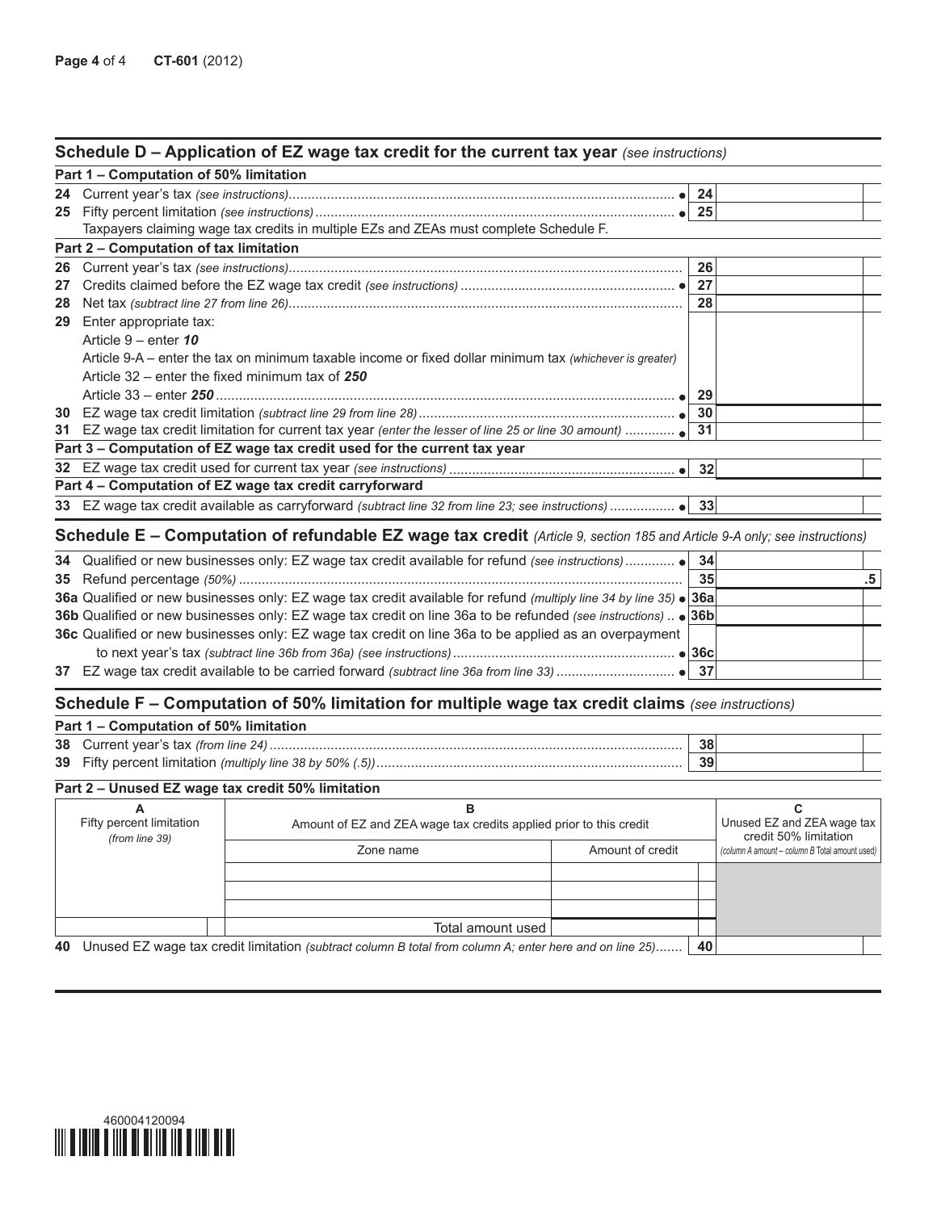## Schedule D – Application of EZ wage tax credit for the current tax year *(see instructions)*

### Part 1 – Computation of 50% limitation

| | | | |
|---|---|---|---|
| 24 | Current year's tax *(see instructions)* ● | 24 | |
| 25 | Fifty percent limitation *(see instructions)* ● | 25 | |

Taxpayers claiming wage tax credits in multiple EZs and ZEAs must complete Schedule F.

### Part 2 – Computation of tax limitation

| | | | |
|---|---|---|---|
| 26 | Current year's tax *(see instructions)* | 26 | |
| 27 | Credits claimed before the EZ wage tax credit *(see instructions)* ● | 27 | |
| 28 | Net tax *(subtract line 27 from line 26)* | 28 | |
| 29 | Enter appropriate tax: Article 9 – enter ***10*** Article 9-A – enter the tax on minimum taxable income or fixed dollar minimum tax *(whichever is greater)* Article 32 – enter the fixed minimum tax of ***250*** Article 33 – enter ***250*** ● | 29 | |
| 30 | EZ wage tax credit limitation *(subtract line 29 from line 28)* ● | 30 | |
| 31 | EZ wage tax credit limitation for current tax year *(enter the lesser of line 25 or line 30 amount)* ● | 31 | |

### Part 3 – Computation of EZ wage tax credit used for the current tax year

| | | | |
|---|---|---|---|
| 32 | EZ wage tax credit used for current tax year *(see instructions)* ● | 32 | |

### Part 4 – Computation of EZ wage tax credit carryforward

| | | | |
|---|---|---|---|
| 33 | EZ wage tax credit available as carryforward *(subtract line 32 from line 23; see instructions)* ● | 33 | |

## Schedule E – Computation of refundable EZ wage tax credit *(Article 9, section 185 and Article 9-A only; see instructions)*

| | | | |
|---|---|---|---|
| 34 | Qualified or new businesses only: EZ wage tax credit available for refund *(see instructions)* ● | 34 | |
| 35 | Refund percentage *(50%)* | 35 | .5 |
| 36a | Qualified or new businesses only: EZ wage tax credit available for refund *(multiply line 34 by line 35)* ● | 36a | |
| 36b | Qualified or new businesses only: EZ wage tax credit on line 36a to be refunded *(see instructions)* ● | 36b | |
| 36c | Qualified or new businesses only: EZ wage tax credit on line 36a to be applied as an overpayment to next year's tax *(subtract line 36b from 36a) (see instructions)* ● | 36c | |
| 37 | EZ wage tax credit available to be carried forward *(subtract line 36a from line 33)* ● | 37 | |

## Schedule F – Computation of 50% limitation for multiple wage tax credit claims *(see instructions)*

### Part 1 – Computation of 50% limitation

| | | | |
|---|---|---|---|
| 38 | Current year's tax *(from line 24)* | 38 | |
| 39 | Fifty percent limitation *(multiply line 38 by 50% (.5))* | 39 | |

### Part 2 – Unused EZ wage tax credit 50% limitation

| A Fifty percent limitation *(from line 39)* | B Amount of EZ and ZEA wage tax credits applied prior to this credit | | C Unused EZ and ZEA wage tax credit 50% limitation *(column A amount – column B Total amount used)* |
|---|---|---|---|
| | Zone name | Amount of credit | |
| | | | |
| | | | |
| | | | |
| | Total amount used | | |

| | | | |
|---|---|---|---|
| 40 | Unused EZ wage tax credit limitation *(subtract column B total from column A; enter here and on line 25)* | 40 | |

460004120094